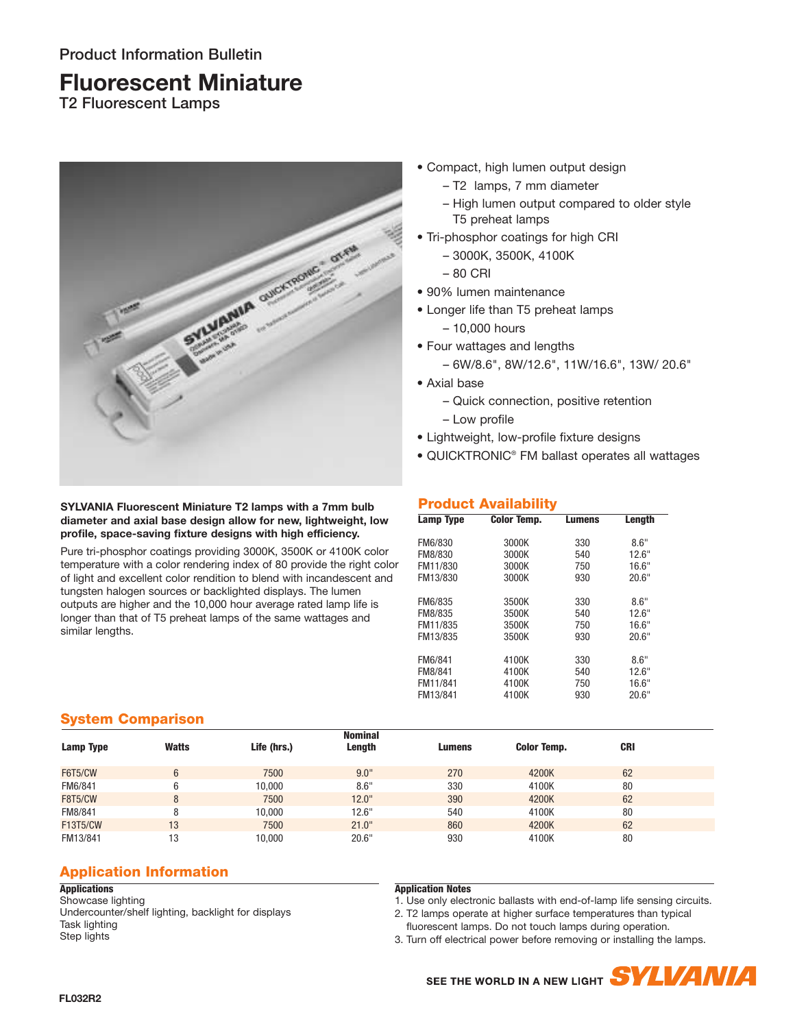Product Information Bulletin

# Fluorescent Miniature

## T2 Fluorescent Lamps

- Compact, high lumen output design
  - T2 lamps, 7 mm diameter
  - High lumen output compared to older style T5 preheat lamps
- Tri-phosphor coatings for high CRI
  - 3000K, 3500K, 4100K
  - 80 CRI
- 90% lumen maintenance
- Longer life than T5 preheat lamps
  - 10,000 hours
- Four wattages and lengths
  - 6W/8.6", 8W/12.6", 11W/16.6", 13W/ 20.6"
- Axial base
  - Quick connection, positive retention
  - Low profile
- Lightweight, low-profile fixture designs
- QUICKTRONIC® FM ballast operates all wattages

**SYLVANIA Fluorescent Miniature T2 lamps with a 7mm bulb diameter and axial base design allow for new, lightweight, low profile, space-saving fixture designs with high efficiency.**

Pure tri-phosphor coatings providing 3000K, 3500K or 4100K color temperature with a color rendering index of 80 provide the right color of light and excellent color rendition to blend with incandescent and tungsten halogen sources or backlighted displays. The lumen outputs are higher and the 10,000 hour average rated lamp life is longer than that of T5 preheat lamps of the same wattages and similar lengths.

## Product Availability

| Lamp Type | Color Temp. | Lumens | Length |
|---|---|---|---|
| FM6/830 | 3000K | 330 | 8.6" |
| FM8/830 | 3000K | 540 | 12.6" |
| FM11/830 | 3000K | 750 | 16.6" |
| FM13/830 | 3000K | 930 | 20.6" |
| FM6/835 | 3500K | 330 | 8.6" |
| FM8/835 | 3500K | 540 | 12.6" |
| FM11/835 | 3500K | 750 | 16.6" |
| FM13/835 | 3500K | 930 | 20.6" |
| FM6/841 | 4100K | 330 | 8.6" |
| FM8/841 | 4100K | 540 | 12.6" |
| FM11/841 | 4100K | 750 | 16.6" |
| FM13/841 | 4100K | 930 | 20.6" |

## System Comparison

| Lamp Type | Watts | Life (hrs.) | Nominal Length | Lumens | Color Temp. | CRI |
|---|---|---|---|---|---|---|
| F6T5/CW | 6 | 7500 | 9.0" | 270 | 4200K | 62 |
| FM6/841 | 6 | 10,000 | 8.6" | 330 | 4100K | 80 |
| F8T5/CW | 8 | 7500 | 12.0" | 390 | 4200K | 62 |
| FM8/841 | 8 | 10,000 | 12.6" | 540 | 4100K | 80 |
| F13T5/CW | 13 | 7500 | 21.0" | 860 | 4200K | 62 |
| FM13/841 | 13 | 10,000 | 20.6" | 930 | 4100K | 80 |

## Application Information

**Applications**

Showcase lighting
Undercounter/shelf lighting, backlight for displays
Task lighting
Step lights

**Application Notes**

1. Use only electronic ballasts with end-of-lamp life sensing circuits.
2. T2 lamps operate at higher surface temperatures than typical fluorescent lamps. Do not touch lamps during operation.
3. Turn off electrical power before removing or installing the lamps.

SEE THE WORLD IN A NEW LIGHT SYLVANIA

FL032R2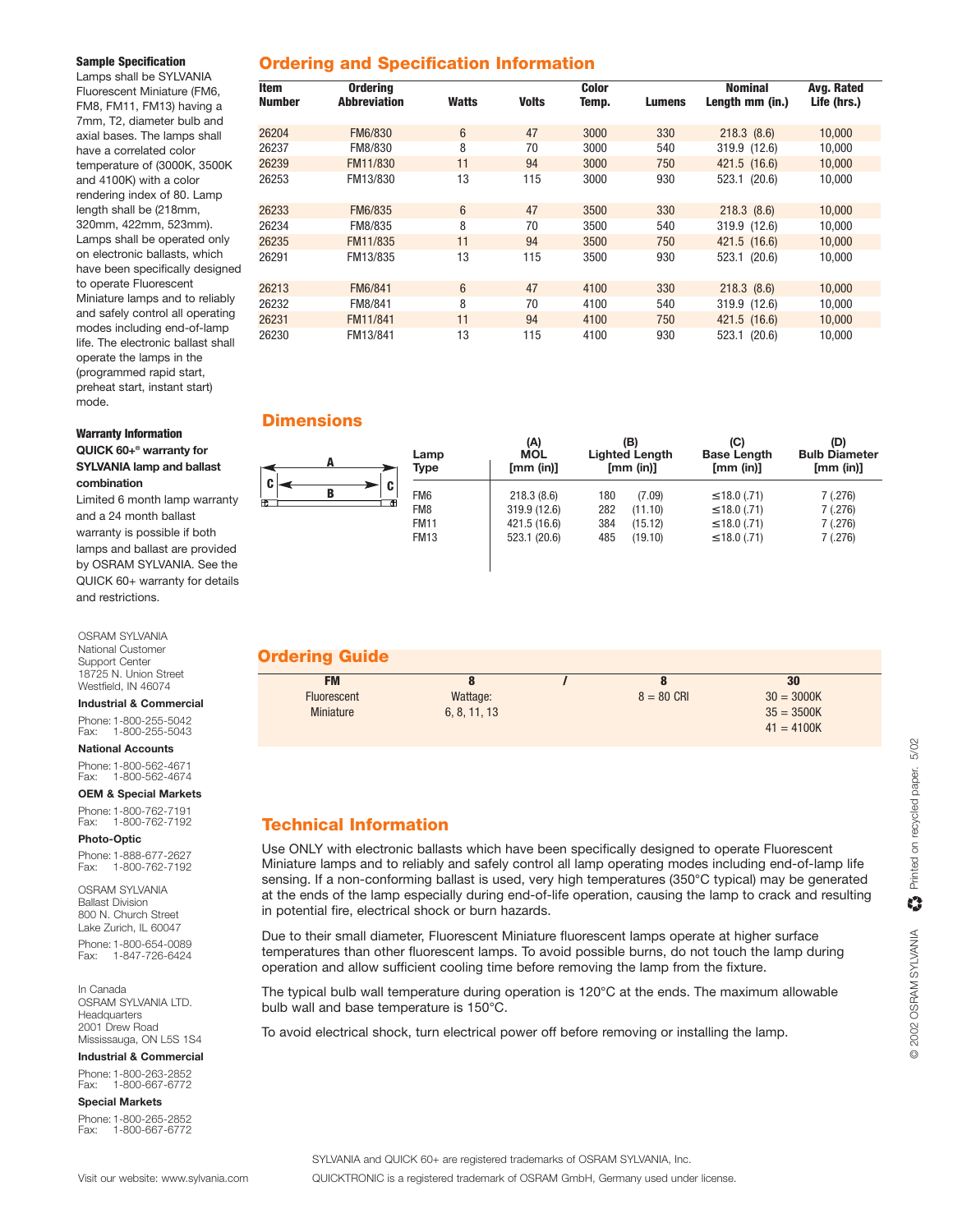**Sample Specification**

Lamps shall be SYLVANIA Fluorescent Miniature (FM6, FM8, FM11, FM13) having a 7mm, T2, diameter bulb and axial bases. The lamps shall have a correlated color temperature of (3000K, 3500K and 4100K) with a color rendering index of 80. Lamp length shall be (218mm, 320mm, 422mm, 523mm). Lamps shall be operated only on electronic ballasts, which have been specifically designed to operate Fluorescent Miniature lamps and to reliably and safely control all operating modes including end-of-lamp life. The electronic ballast shall operate the lamps in the (programmed rapid start, preheat start, instant start) mode.

**Warranty Information**

**QUICK 60+® warranty for SYLVANIA lamp and ballast combination**

Limited 6 month lamp warranty and a 24 month ballast warranty is possible if both lamps and ballast are provided by OSRAM SYLVANIA. See the QUICK 60+ warranty for details and restrictions.

OSRAM SYLVANIA
National Customer Support Center
18725 N. Union Street
Westfield, IN 46074

**Industrial & Commercial**
Phone: 1-800-255-5042
Fax: 1-800-255-5043

**National Accounts**
Phone: 1-800-562-4671
Fax: 1-800-562-4674

**OEM & Special Markets**
Phone: 1-800-762-7191
Fax: 1-800-762-7192

**Photo-Optic**
Phone: 1-888-677-2627
Fax: 1-800-762-7192

OSRAM SYLVANIA
Ballast Division
800 N. Church Street
Lake Zurich, IL 60047
Phone: 1-800-654-0089
Fax: 1-847-726-6424

In Canada
OSRAM SYLVANIA LTD.
Headquarters
2001 Drew Road
Mississauga, ON L5S 1S4

**Industrial & Commercial**
Phone: 1-800-263-2852
Fax: 1-800-667-6772

**Special Markets**
Phone: 1-800-265-2852
Fax: 1-800-667-6772

Visit our website: www.sylvania.com

## Ordering and Specification Information

| Item Number | Ordering Abbreviation | Watts | Volts | Color Temp. | Lumens | Nominal Length mm (in.) | Avg. Rated Life (hrs.) |
|---|---|---|---|---|---|---|---|
| 26204 | FM6/830 | 6 | 47 | 3000 | 330 | 218.3 (8.6) | 10,000 |
| 26237 | FM8/830 | 8 | 70 | 3000 | 540 | 319.9 (12.6) | 10,000 |
| 26239 | FM11/830 | 11 | 94 | 3000 | 750 | 421.5 (16.6) | 10,000 |
| 26253 | FM13/830 | 13 | 115 | 3000 | 930 | 523.1 (20.6) | 10,000 |
| 26233 | FM6/835 | 6 | 47 | 3500 | 330 | 218.3 (8.6) | 10,000 |
| 26234 | FM8/835 | 8 | 70 | 3500 | 540 | 319.9 (12.6) | 10,000 |
| 26235 | FM11/835 | 11 | 94 | 3500 | 750 | 421.5 (16.6) | 10,000 |
| 26291 | FM13/835 | 13 | 115 | 3500 | 930 | 523.1 (20.6) | 10,000 |
| 26213 | FM6/841 | 6 | 47 | 4100 | 330 | 218.3 (8.6) | 10,000 |
| 26232 | FM8/841 | 8 | 70 | 4100 | 540 | 319.9 (12.6) | 10,000 |
| 26231 | FM11/841 | 11 | 94 | 4100 | 750 | 421.5 (16.6) | 10,000 |
| 26230 | FM13/841 | 13 | 115 | 4100 | 930 | 523.1 (20.6) | 10,000 |

## Dimensions

A
B
C
C

| Lamp Type | (A) MOL [mm (in)] | (B) Lighted Length [mm (in)] | (C) Base Length [mm (in)] | (D) Bulb Diameter [mm (in)] |
|---|---|---|---|---|
| FM6 | 218.3 (8.6) | 180 (7.09) | ≤18.0 (.71) | 7 (.276) |
| FM8 | 319.9 (12.6) | 282 (11.10) | ≤18.0 (.71) | 7 (.276) |
| FM11 | 421.5 (16.6) | 384 (15.12) | ≤18.0 (.71) | 7 (.276) |
| FM13 | 523.1 (20.6) | 485 (19.10) | ≤18.0 (.71) | 7 (.276) |

## Ordering Guide

| FM | 8 | / | 8 | 30 |
|---|---|---|---|---|
| Fluorescent Miniature | Wattage: 6, 8, 11, 13 | | 8 = 80 CRI | 30 = 3000K<br>35 = 3500K<br>41 = 4100K |

## Technical Information

Use ONLY with electronic ballasts which have been specifically designed to operate Fluorescent Miniature lamps and to reliably and safely control all lamp operating modes including end-of-lamp life sensing. If a non-conforming ballast is used, very high temperatures (350°C typical) may be generated at the ends of the lamp especially during end-of-life operation, causing the lamp to crack and resulting in potential fire, electrical shock or burn hazards.

Due to their small diameter, Fluorescent Miniature fluorescent lamps operate at higher surface temperatures than other fluorescent lamps. To avoid possible burns, do not touch the lamp during operation and allow sufficient cooling time before removing the lamp from the fixture.

The typical bulb wall temperature during operation is 120°C at the ends. The maximum allowable bulb wall and base temperature is 150°C.

To avoid electrical shock, turn electrical power off before removing or installing the lamp.

SYLVANIA and QUICK 60+ are registered trademarks of OSRAM SYLVANIA, Inc.

QUICKTRONIC is a registered trademark of OSRAM GmbH, Germany used under license.

© 2002 OSRAM SYLVANIA Printed on recycled paper. 5/02